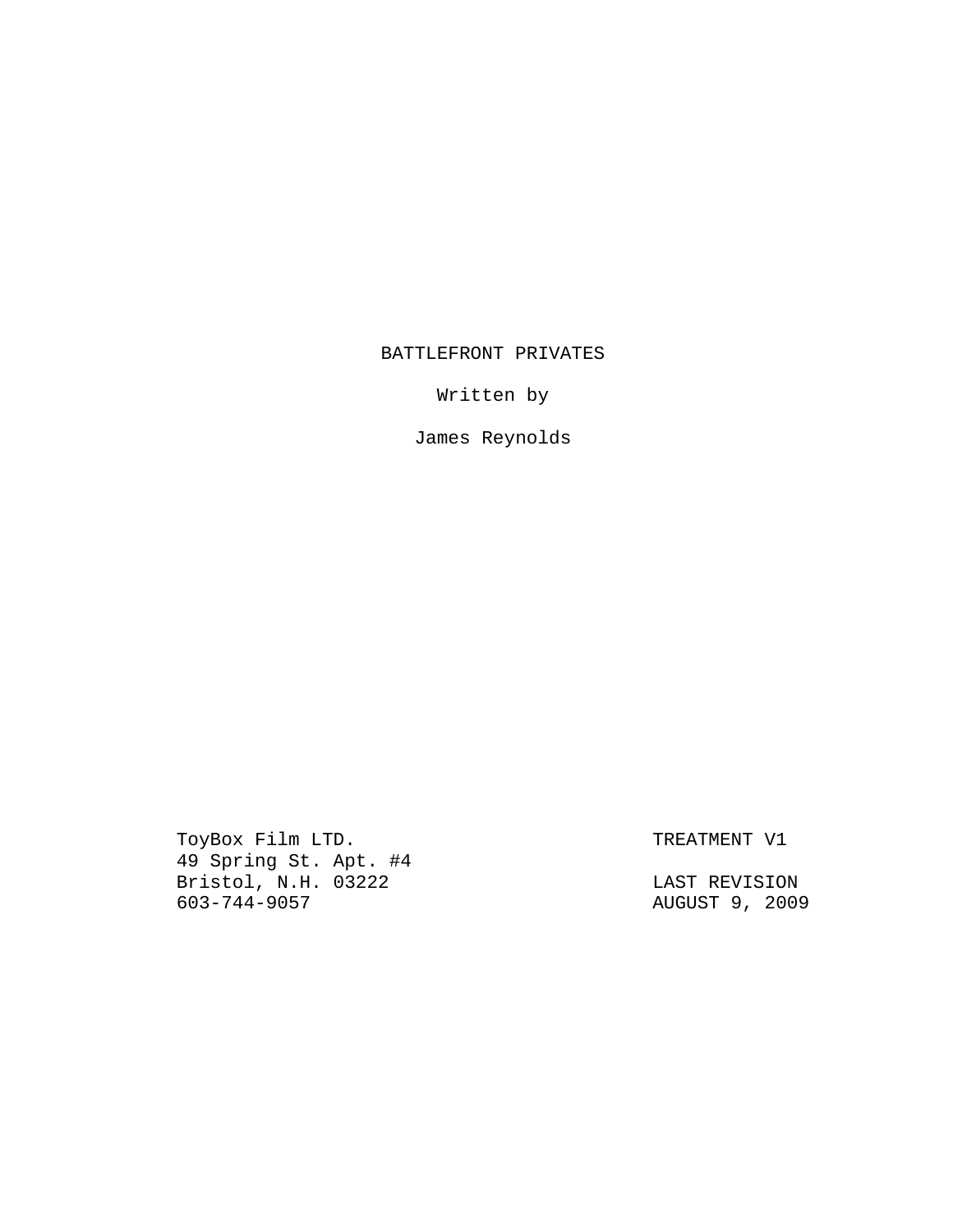# BATTLEFRONT PRIVATES

Written by

James Reynolds

ToybBox Film LTD.
49 Spring St. Apt. #4
Bristol, N.H. 03222
603-744-9057

TREATMENT V1

LAST REVISION
AUGUST 9, 2009

# BATTLEFRONT PRIVATES

Written by

James Reynolds

ToyBox Film LTD.
49 Spring St. Apt. #4
Bristol, N.H. 03222
603-744-9057

TREATMENT V1

LAST REVISION
AUGUST 9, 2009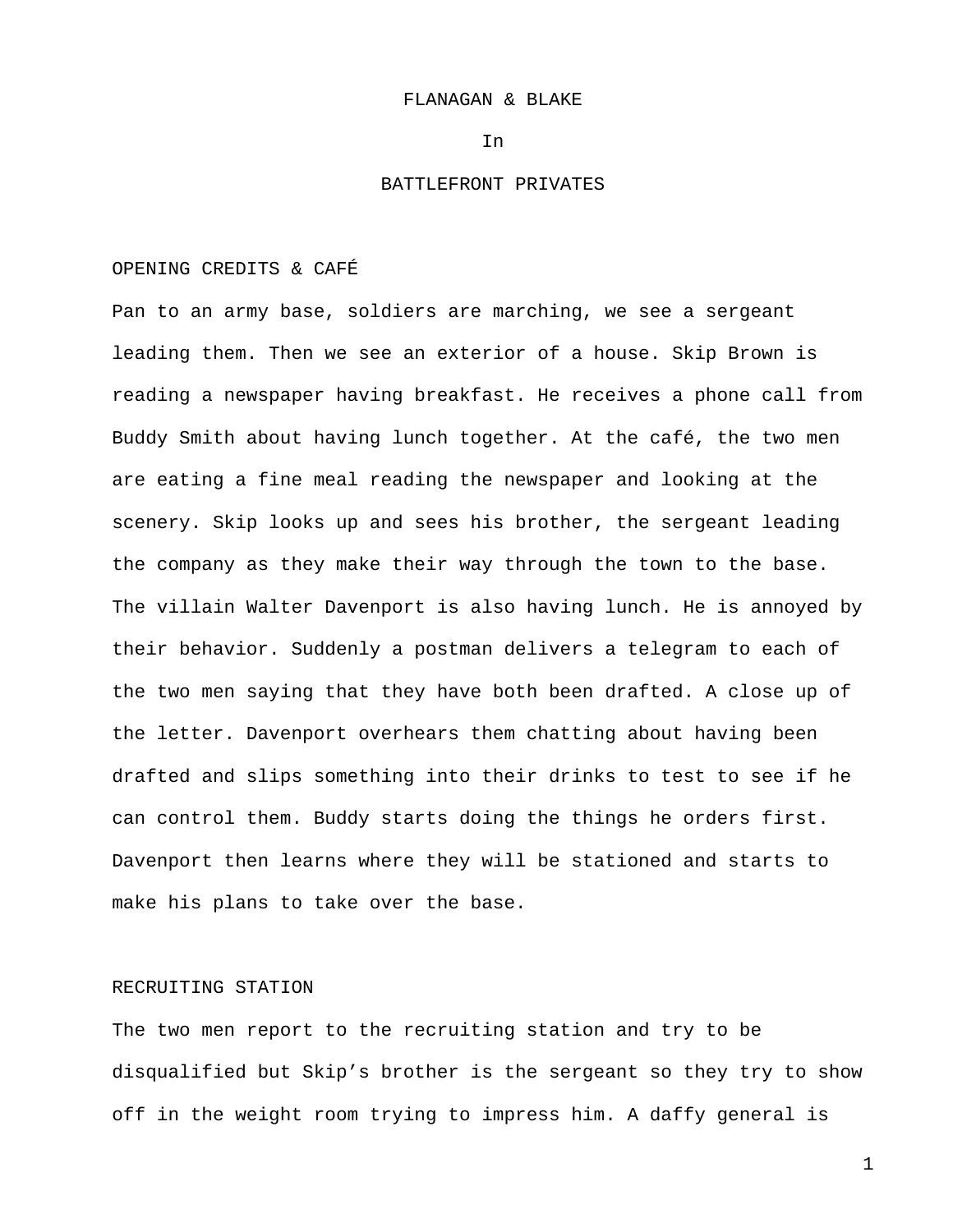FLANAGAN & BLAKE

In

BATTLEFRONT PRIVATES

## OPENING CREDITS & CAFÉ

Pan to an army base, soldiers are marching, we see a sergeant leading them. Then we see an exterior of a house. Skip Brown is reading a newspaper having breakfast. He receives a phone call from Buddy Smith about having lunch together. At the café, the two men are eating a fine meal reading the newspaper and looking at the scenery. Skip looks up and sees his brother, the sergeant leading the company as they make their way through the town to the base. The villain Walter Davenport is also having lunch. He is annoyed by their behavior. Suddenly a postman delivers a telegram to each of the two men saying that they have both been drafted. A close up of the letter. Davenport overhears them chatting about having been drafted and slips something into their drinks to test to see if he can control them. Buddy starts doing the things he orders first. Davenport then learns where they will be stationed and starts to make his plans to take over the base.

## RECRUITING STATION

The two men report to the recruiting station and try to be disqualified but Skip's brother is the sergeant so they try to show off in the weight room trying to impress him. A daffy general is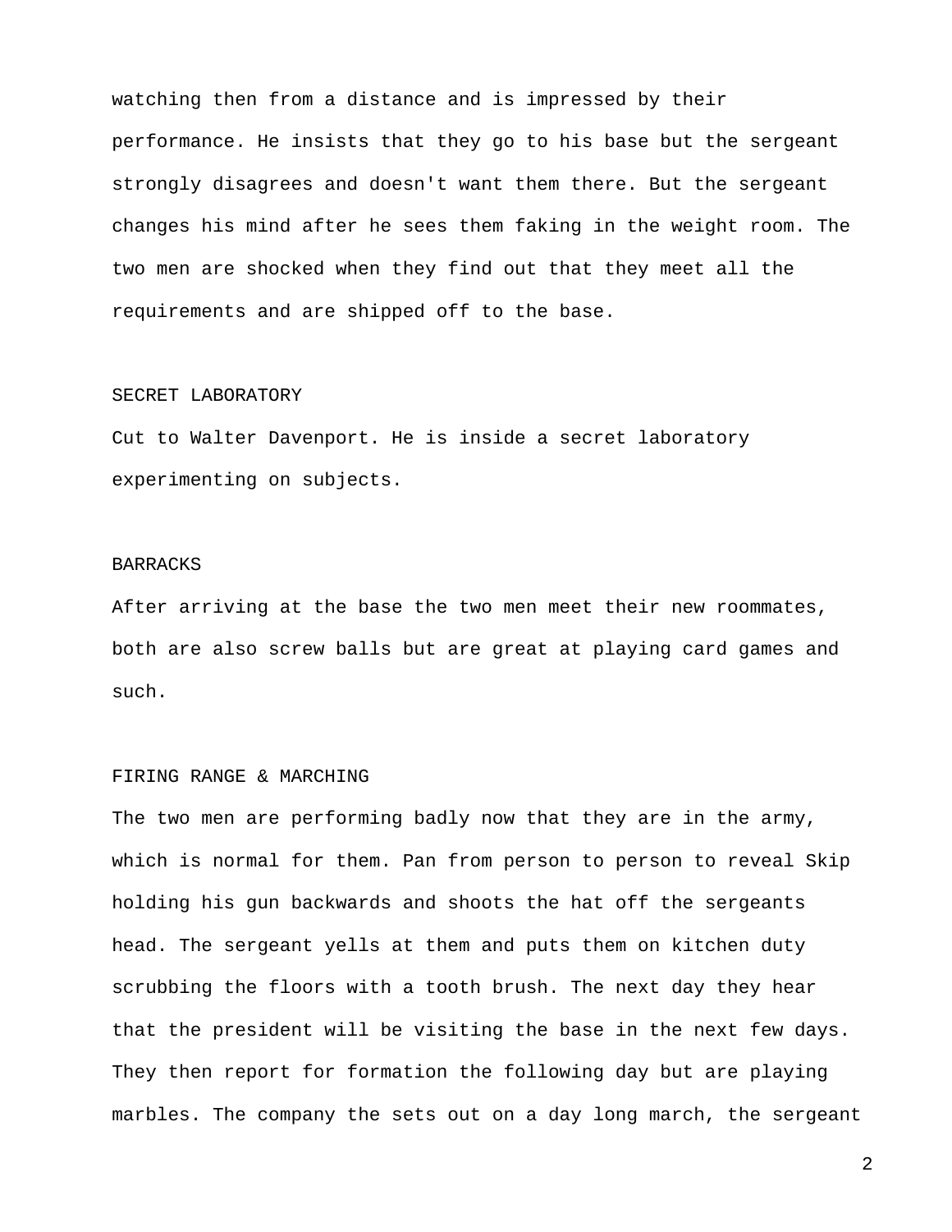watching then from a distance and is impressed by their performance. He insists that they go to his base but the sergeant strongly disagrees and doesn't want them there. But the sergeant changes his mind after he sees them faking in the weight room. The two men are shocked when they find out that they meet all the requirements and are shipped off to the base.

SECRET LABORATORY

Cut to Walter Davenport. He is inside a secret laboratory experimenting on subjects.

BARRACKS

After arriving at the base the two men meet their new roommates, both are also screw balls but are great at playing card games and such.

FIRING RANGE & MARCHING

The two men are performing badly now that they are in the army, which is normal for them. Pan from person to person to reveal Skip holding his gun backwards and shoots the hat off the sergeants head. The sergeant yells at them and puts them on kitchen duty scrubbing the floors with a tooth brush. The next day they hear that the president will be visiting the base in the next few days. They then report for formation the following day but are playing marbles. The company the sets out on a day long march, the sergeant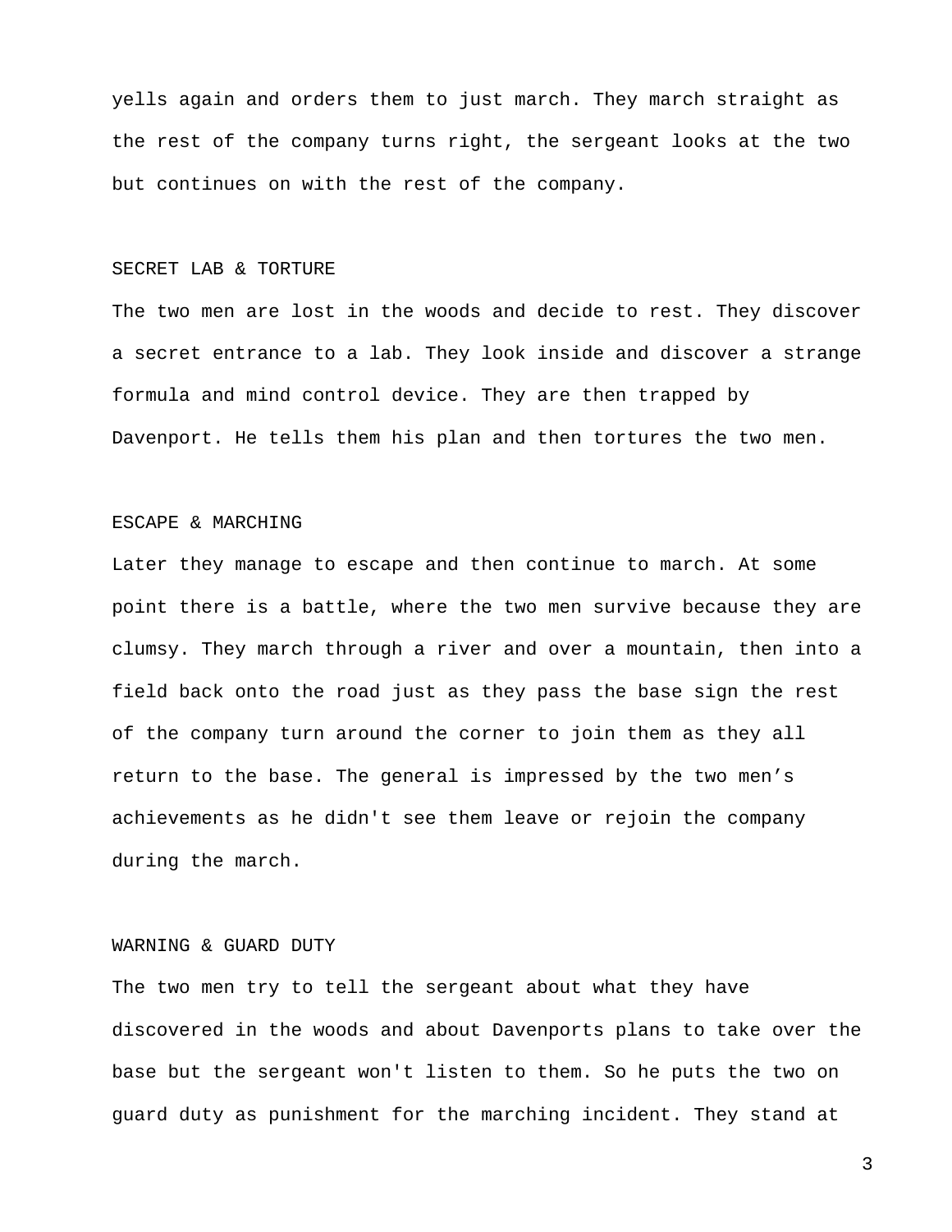yells again and orders them to just march. They march straight as the rest of the company turns right, the sergeant looks at the two but continues on with the rest of the company.

## SECRET LAB & TORTURE

The two men are lost in the woods and decide to rest. They discover a secret entrance to a lab. They look inside and discover a strange formula and mind control device. They are then trapped by Davenport. He tells them his plan and then tortures the two men.

## ESCAPE & MARCHING

Later they manage to escape and then continue to march. At some point there is a battle, where the two men survive because they are clumsy. They march through a river and over a mountain, then into a field back onto the road just as they pass the base sign the rest of the company turn around the corner to join them as they all return to the base. The general is impressed by the two men's achievements as he didn't see them leave or rejoin the company during the march.

## WARNING & GUARD DUTY

The two men try to tell the sergeant about what they have discovered in the woods and about Davenports plans to take over the base but the sergeant won't listen to them. So he puts the two on guard duty as punishment for the marching incident. They stand at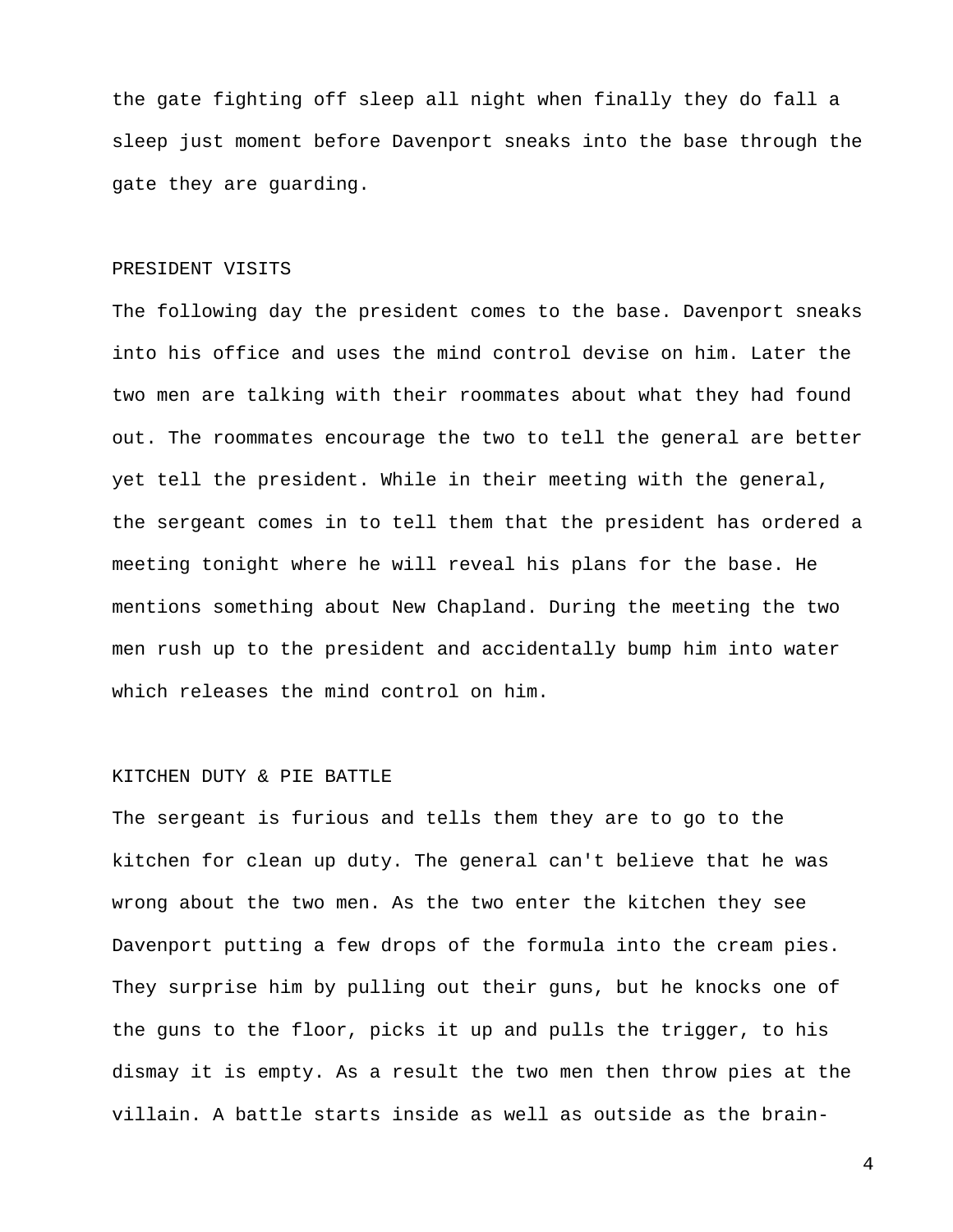the gate fighting off sleep all night when finally they do fall a sleep just moment before Davenport sneaks into the base through the gate they are guarding.

## PRESIDENT VISITS

The following day the president comes to the base. Davenport sneaks into his office and uses the mind control devise on him. Later the two men are talking with their roommates about what they had found out. The roommates encourage the two to tell the general are better yet tell the president. While in their meeting with the general, the sergeant comes in to tell them that the president has ordered a meeting tonight where he will reveal his plans for the base. He mentions something about New Chapland. During the meeting the two men rush up to the president and accidentally bump him into water which releases the mind control on him.

## KITCHEN DUTY & PIE BATTLE

The sergeant is furious and tells them they are to go to the kitchen for clean up duty. The general can't believe that he was wrong about the two men. As the two enter the kitchen they see Davenport putting a few drops of the formula into the cream pies. They surprise him by pulling out their guns, but he knocks one of the guns to the floor, picks it up and pulls the trigger, to his dismay it is empty. As a result the two men then throw pies at the villain. A battle starts inside as well as outside as the brain-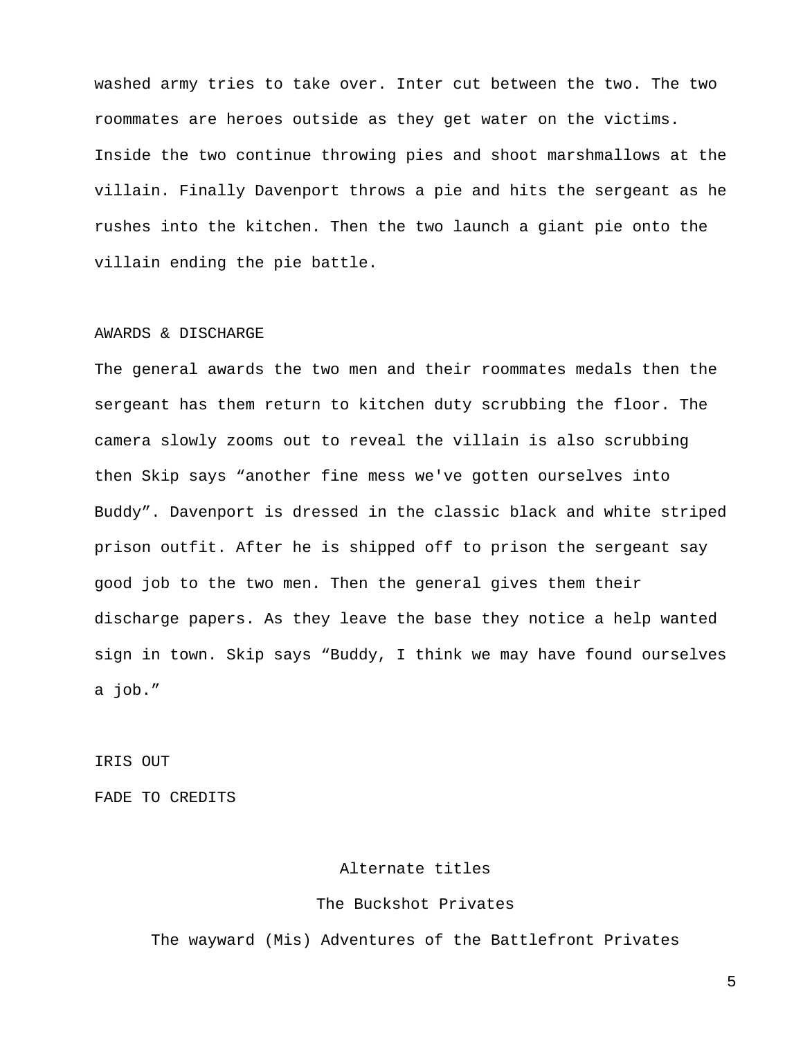washed army tries to take over. Inter cut between the two. The two roommates are heroes outside as they get water on the victims. Inside the two continue throwing pies and shoot marshmallows at the villain. Finally Davenport throws a pie and hits the sergeant as he rushes into the kitchen. Then the two launch a giant pie onto the villain ending the pie battle.

AWARDS & DISCHARGE

The general awards the two men and their roommates medals then the sergeant has them return to kitchen duty scrubbing the floor. The camera slowly zooms out to reveal the villain is also scrubbing then Skip says “another fine mess we've gotten ourselves into Buddy”. Davenport is dressed in the classic black and white striped prison outfit. After he is shipped off to prison the sergeant say good job to the two men. Then the general gives them their discharge papers. As they leave the base they notice a help wanted sign in town. Skip says “Buddy, I think we may have found ourselves a job.”

IRIS OUT

FADE TO CREDITS

Alternate titles

The Buckshot Privates

The wayward (Mis) Adventures of the Battlefront Privates